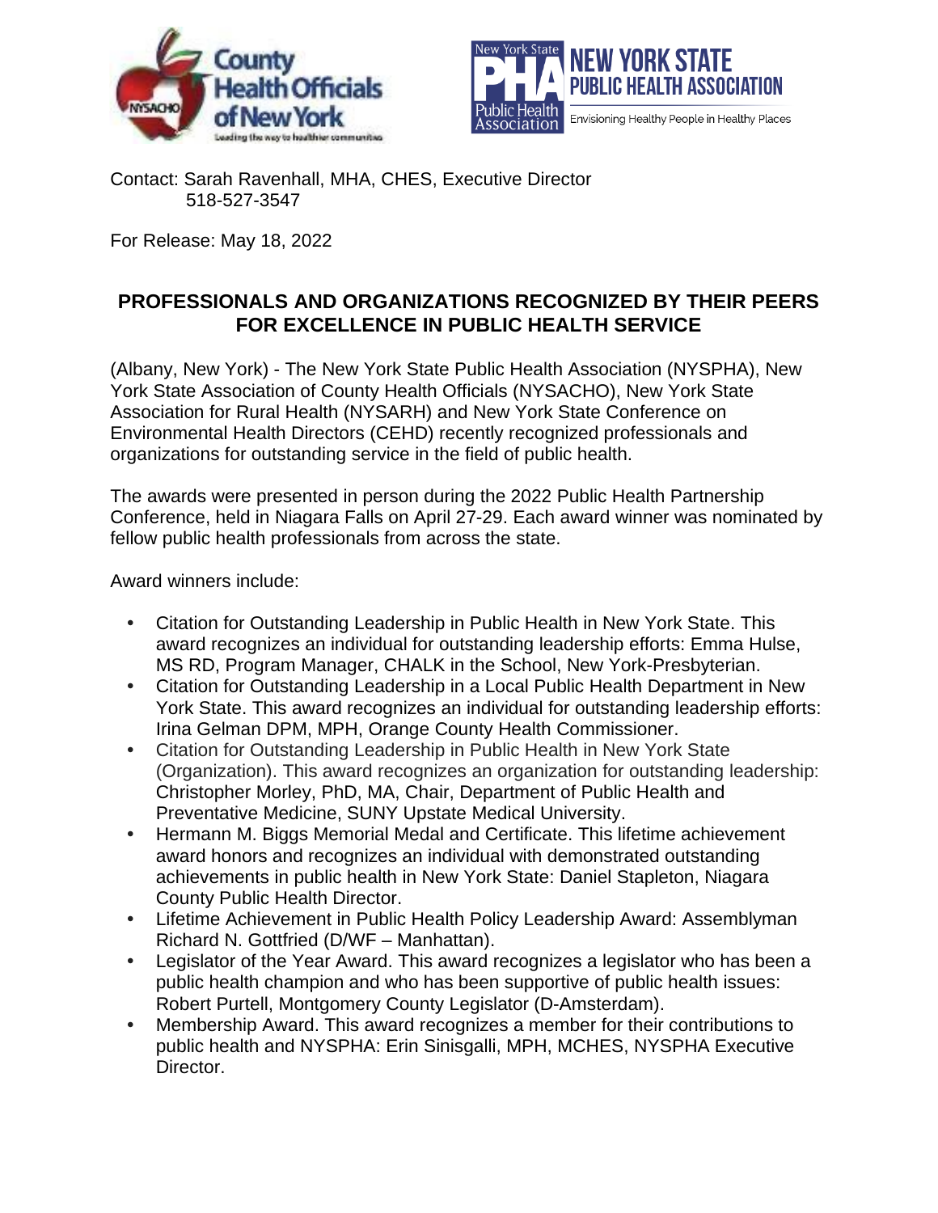Contact: Sarah Ravenhall, MHA, CHES, Executive Director
518-527-3547

For Release: May 18, 2022

## PROFESSIONALS AND ORGANIZATIONS RECOGNIZED BY THEIR PEERS FOR EXCELLENCE IN PUBLIC HEALTH SERVICE

(Albany, New York) - The New York State Public Health Association (NYSPHA), New York State Association of County Health Officials (NYSACHO), New York State Association for Rural Health (NYSARH) and New York State Conference on Environmental Health Directors (CEHD) recently recognized professionals and organizations for outstanding service in the field of public health.

The awards were presented in person during the 2022 Public Health Partnership Conference, held in Niagara Falls on April 27-29. Each award winner was nominated by fellow public health professionals from across the state.

Award winners include:

- Citation for Outstanding Leadership in Public Health in New York State. This award recognizes an individual for outstanding leadership efforts: Emma Hulse, MS RD, Program Manager, CHALK in the School, New York-Presbyterian.
- Citation for Outstanding Leadership in a Local Public Health Department in New York State. This award recognizes an individual for outstanding leadership efforts: Irina Gelman DPM, MPH, Orange County Health Commissioner.
- Citation for Outstanding Leadership in Public Health in New York State (Organization). This award recognizes an organization for outstanding leadership: Christopher Morley, PhD, MA, Chair, Department of Public Health and Preventative Medicine, SUNY Upstate Medical University.
- Hermann M. Biggs Memorial Medal and Certificate. This lifetime achievement award honors and recognizes an individual with demonstrated outstanding achievements in public health in New York State: Daniel Stapleton, Niagara County Public Health Director.
- Lifetime Achievement in Public Health Policy Leadership Award: Assemblyman Richard N. Gottfried (D/WF – Manhattan).
- Legislator of the Year Award. This award recognizes a legislator who has been a public health champion and who has been supportive of public health issues: Robert Purtell, Montgomery County Legislator (D-Amsterdam).
- Membership Award. This award recognizes a member for their contributions to public health and NYSPHA: Erin Sinisgalli, MPH, MCHES, NYSPHA Executive Director.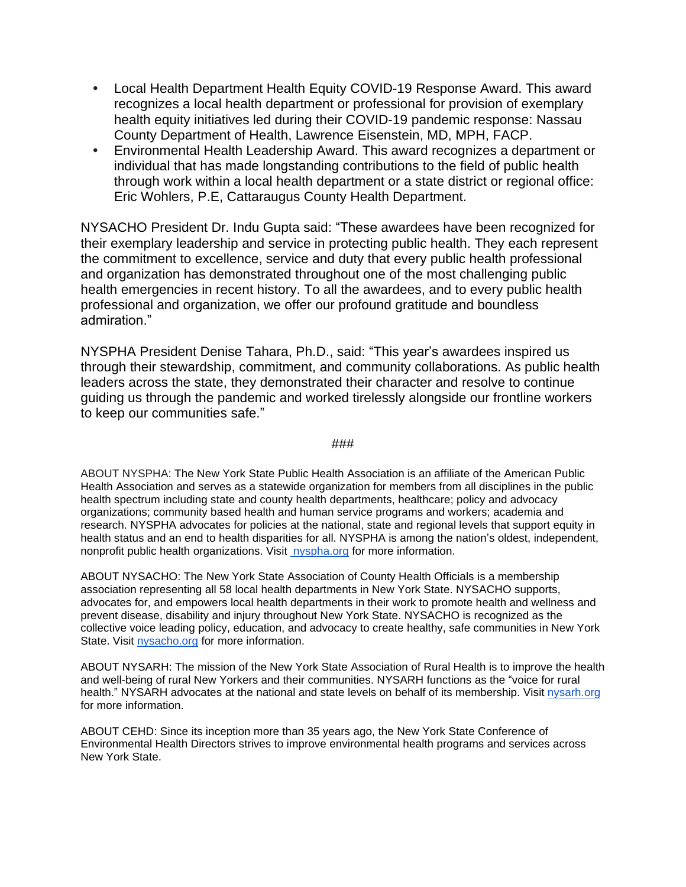- Local Health Department Health Equity COVID-19 Response Award. This award recognizes a local health department or professional for provision of exemplary health equity initiatives led during their COVID-19 pandemic response: Nassau County Department of Health, Lawrence Eisenstein, MD, MPH, FACP.
- Environmental Health Leadership Award. This award recognizes a department or individual that has made longstanding contributions to the field of public health through work within a local health department or a state district or regional office: Eric Wohlers, P.E, Cattaraugus County Health Department.

NYSACHO President Dr. Indu Gupta said: "These awardees have been recognized for their exemplary leadership and service in protecting public health. They each represent the commitment to excellence, service and duty that every public health professional and organization has demonstrated throughout one of the most challenging public health emergencies in recent history. To all the awardees, and to every public health professional and organization, we offer our profound gratitude and boundless admiration."

NYSPHA President Denise Tahara, Ph.D., said: "This year's awardees inspired us through their stewardship, commitment, and community collaborations. As public health leaders across the state, they demonstrated their character and resolve to continue guiding us through the pandemic and worked tirelessly alongside our frontline workers to keep our communities safe."

###

ABOUT NYSPHA: The New York State Public Health Association is an affiliate of the American Public Health Association and serves as a statewide organization for members from all disciplines in the public health spectrum including state and county health departments, healthcare; policy and advocacy organizations; community based health and human service programs and workers; academia and research. NYSPHA advocates for policies at the national, state and regional levels that support equity in health status and an end to health disparities for all. NYSPHA is among the nation's oldest, independent, nonprofit public health organizations. Visit nyspha.org for more information.

ABOUT NYSACHO: The New York State Association of County Health Officials is a membership association representing all 58 local health departments in New York State. NYSACHO supports, advocates for, and empowers local health departments in their work to promote health and wellness and prevent disease, disability and injury throughout New York State. NYSACHO is recognized as the collective voice leading policy, education, and advocacy to create healthy, safe communities in New York State. Visit nysacho.org for more information.

ABOUT NYSARH: The mission of the New York State Association of Rural Health is to improve the health and well-being of rural New Yorkers and their communities. NYSARH functions as the "voice for rural health." NYSARH advocates at the national and state levels on behalf of its membership. Visit nysarh.org for more information.

ABOUT CEHD: Since its inception more than 35 years ago, the New York State Conference of Environmental Health Directors strives to improve environmental health programs and services across New York State.